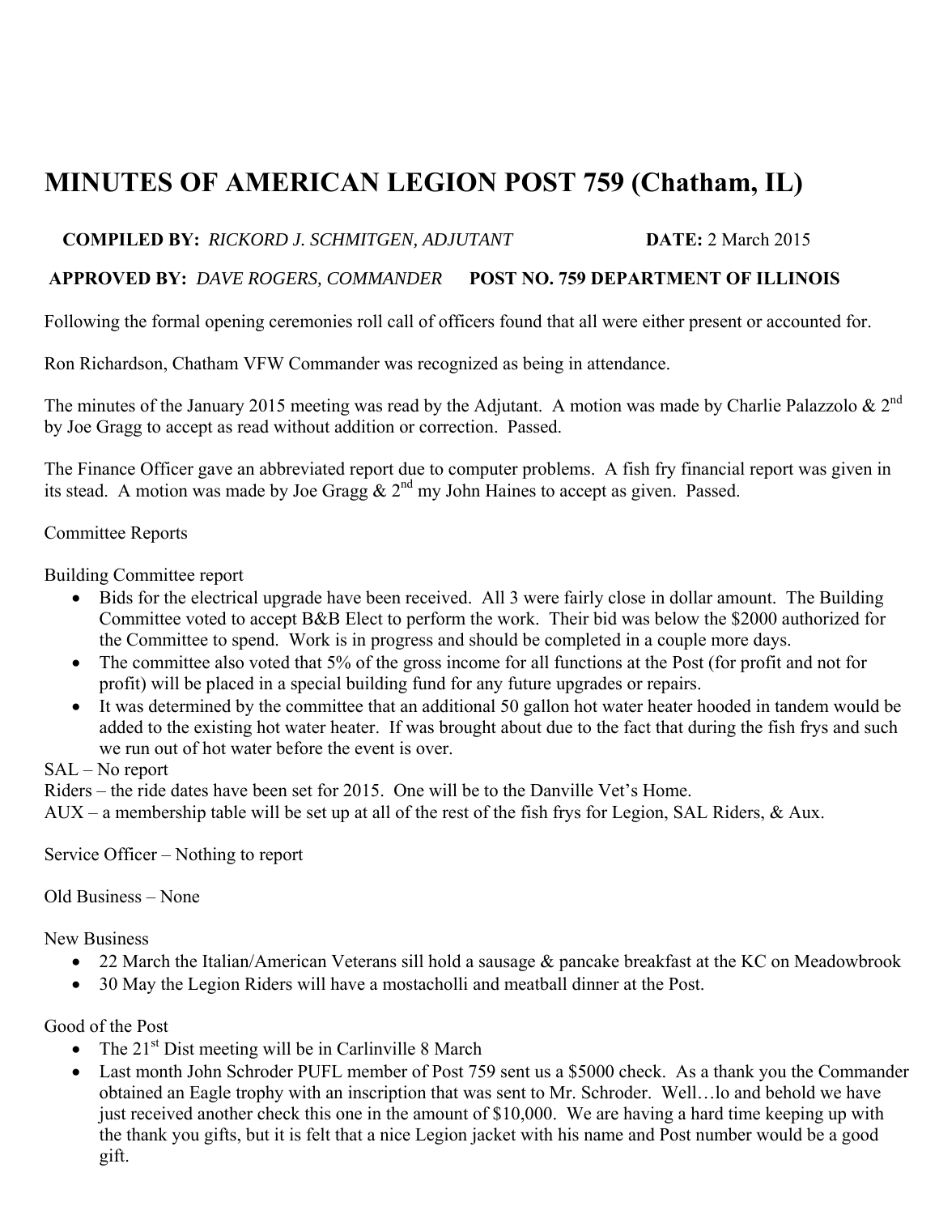# MINUTES OF AMERICAN LEGION POST 759 (Chatham, IL)

**COMPILED BY:** *RICKORD J. SCHMITGEN, ADJUTANT* **DATE:** 2 March 2015

**APPROVED BY:** *DAVE ROGERS, COMMANDER* **POST NO. 759 DEPARTMENT OF ILLINOIS**

Following the formal opening ceremonies roll call of officers found that all were either present or accounted for.

Ron Richardson, Chatham VFW Commander was recognized as being in attendance.

The minutes of the January 2015 meeting was read by the Adjutant. A motion was made by Charlie Palazzolo & 2nd by Joe Gragg to accept as read without addition or correction. Passed.

The Finance Officer gave an abbreviated report due to computer problems. A fish fry financial report was given in its stead. A motion was made by Joe Gragg & 2nd my John Haines to accept as given. Passed.

Committee Reports

Building Committee report

- Bids for the electrical upgrade have been received. All 3 were fairly close in dollar amount. The Building Committee voted to accept B&B Elect to perform the work. Their bid was below the $2000 authorized for the Committee to spend. Work is in progress and should be completed in a couple more days.
- The committee also voted that 5% of the gross income for all functions at the Post (for profit and not for profit) will be placed in a special building fund for any future upgrades or repairs.
- It was determined by the committee that an additional 50 gallon hot water heater hooded in tandem would be added to the existing hot water heater. If was brought about due to the fact that during the fish frys and such we run out of hot water before the event is over.

SAL – No report

Riders – the ride dates have been set for 2015. One will be to the Danville Vet's Home.

AUX – a membership table will be set up at all of the rest of the fish frys for Legion, SAL Riders, & Aux.

Service Officer – Nothing to report

Old Business – None

New Business

- 22 March the Italian/American Veterans sill hold a sausage & pancake breakfast at the KC on Meadowbrook
- 30 May the Legion Riders will have a mostacholli and meatball dinner at the Post.

Good of the Post

- The 21st Dist meeting will be in Carlinville 8 March
- Last month John Schroder PUFL member of Post 759 sent us a $5000 check. As a thank you the Commander obtained an Eagle trophy with an inscription that was sent to Mr. Schroder. Well…lo and behold we have just received another check this one in the amount of $10,000. We are having a hard time keeping up with the thank you gifts, but it is felt that a nice Legion jacket with his name and Post number would be a good gift.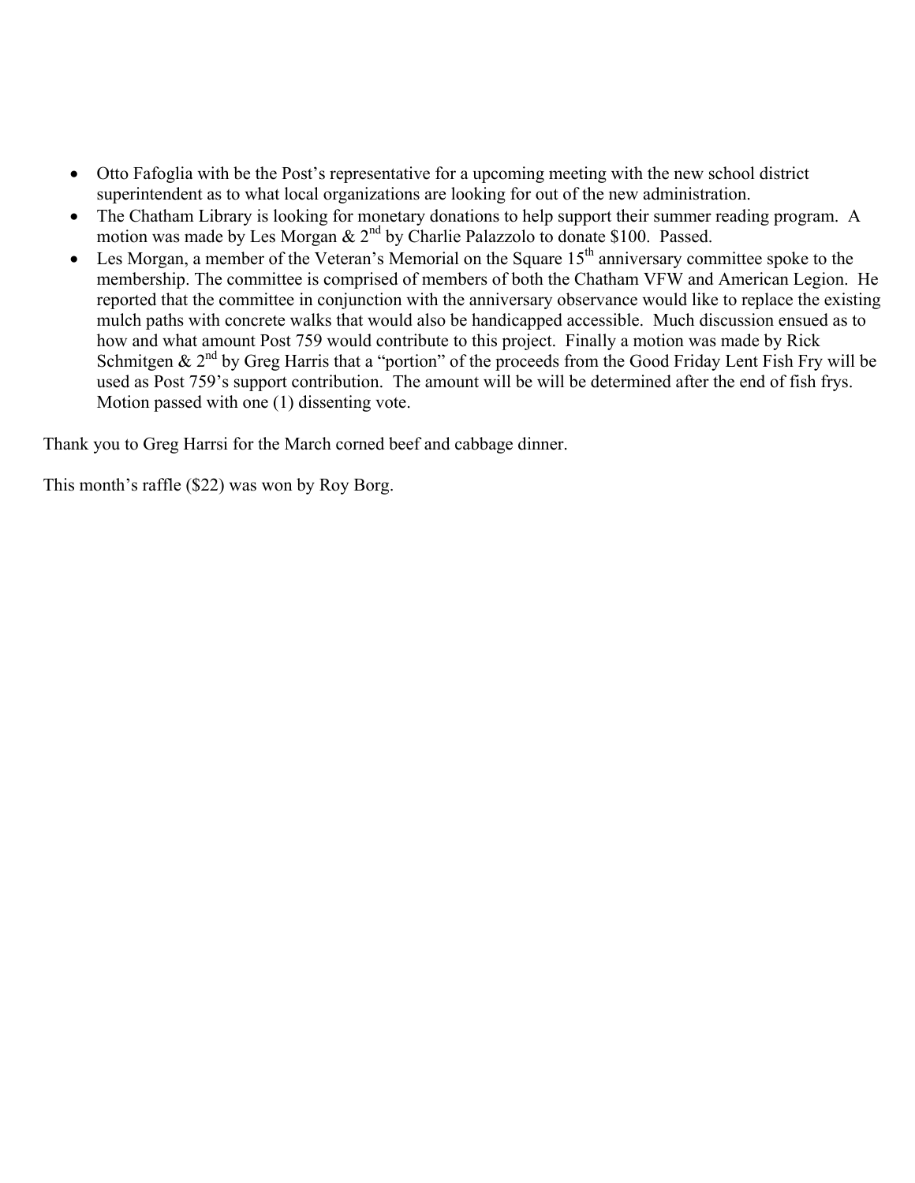- Otto Fafoglia with be the Post's representative for a upcoming meeting with the new school district superintendent as to what local organizations are looking for out of the new administration.
- The Chatham Library is looking for monetary donations to help support their summer reading program. A motion was made by Les Morgan & 2nd by Charlie Palazzolo to donate $100. Passed.
- Les Morgan, a member of the Veteran's Memorial on the Square 15th anniversary committee spoke to the membership. The committee is comprised of members of both the Chatham VFW and American Legion. He reported that the committee in conjunction with the anniversary observance would like to replace the existing mulch paths with concrete walks that would also be handicapped accessible. Much discussion ensued as to how and what amount Post 759 would contribute to this project. Finally a motion was made by Rick Schmitgen & 2nd by Greg Harris that a "portion" of the proceeds from the Good Friday Lent Fish Fry will be used as Post 759's support contribution. The amount will be will be determined after the end of fish frys. Motion passed with one (1) dissenting vote.

Thank you to Greg Harrsi for the March corned beef and cabbage dinner.

This month's raffle ($22) was won by Roy Borg.